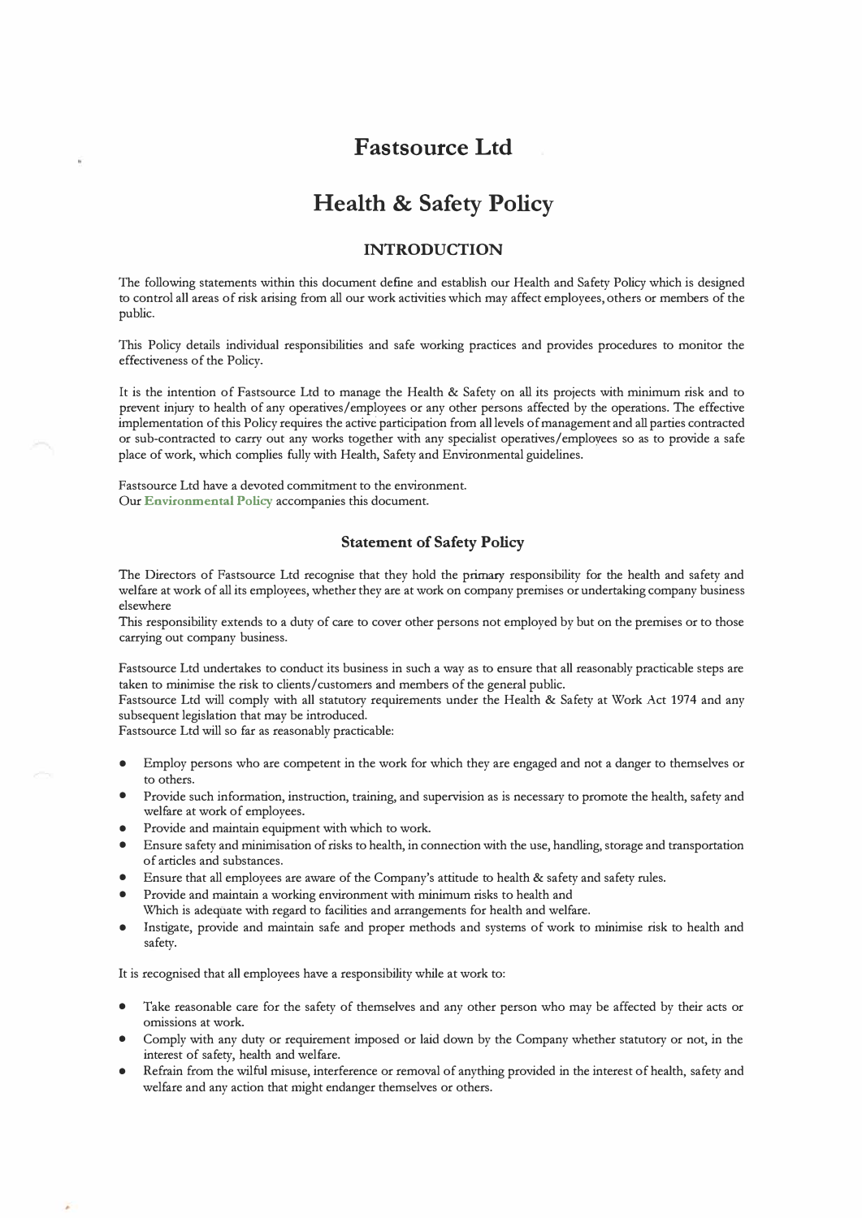# Fastsource Ltd

# Health & Safety Policy

## INTRODUCTION

The following statements within this document define and establish our Health and Safety Policy which is designed to control all areas of risk arising from all our work activities which may affect employees, others or members of the public.

This Policy details individual responsibilities and safe working practices and provides procedures to monitor the effectiveness of the Policy.

It is the intention of Fastsource Ltd to manage the Health & Safety on all its projects with minimum risk and to prevent injury to health of any operatives/employees or any other persons affected by the operations. The effective implementation of this Policy requires the active participation from all levels of management and all parties contracted or sub-contracted to carry out any works together with any specialist operatives/employees so as to provide a safe place of work, which complies fully with Health, Safety and Environmental guidelines.

Fastsource Ltd have a devoted commitment to the environment.
Our **Environmental Policy** accompanies this document.

### Statement of Safety Policy

The Directors of Fastsource Ltd recognise that they hold the primary responsibility for the health and safety and welfare at work of all its employees, whether they are at work on company premises or undertaking company business elsewhere
This responsibility extends to a duty of care to cover other persons not employed by but on the premises or to those carrying out company business.

Fastsource Ltd undertakes to conduct its business in such a way as to ensure that all reasonably practicable steps are taken to minimise the risk to clients/customers and members of the general public.
Fastsource Ltd will comply with all statutory requirements under the Health & Safety at Work Act 1974 and any subsequent legislation that may be introduced.
Fastsource Ltd will so far as reasonably practicable:

- Employ persons who are competent in the work for which they are engaged and not a danger to themselves or to others.
- Provide such information, instruction, training, and supervision as is necessary to promote the health, safety and welfare at work of employees.
- Provide and maintain equipment with which to work.
- Ensure safety and minimisation of risks to health, in connection with the use, handling, storage and transportation of articles and substances.
- Ensure that all employees are aware of the Company's attitude to health & safety and safety rules.
- Provide and maintain a working environment with minimum risks to health and Which is adequate with regard to facilities and arrangements for health and welfare.
- Instigate, provide and maintain safe and proper methods and systems of work to minimise risk to health and safety.

It is recognised that all employees have a responsibility while at work to:

- Take reasonable care for the safety of themselves and any other person who may be affected by their acts or omissions at work.
- Comply with any duty or requirement imposed or laid down by the Company whether statutory or not, in the interest of safety, health and welfare.
- Refrain from the wilful misuse, interference or removal of anything provided in the interest of health, safety and welfare and any action that might endanger themselves or others.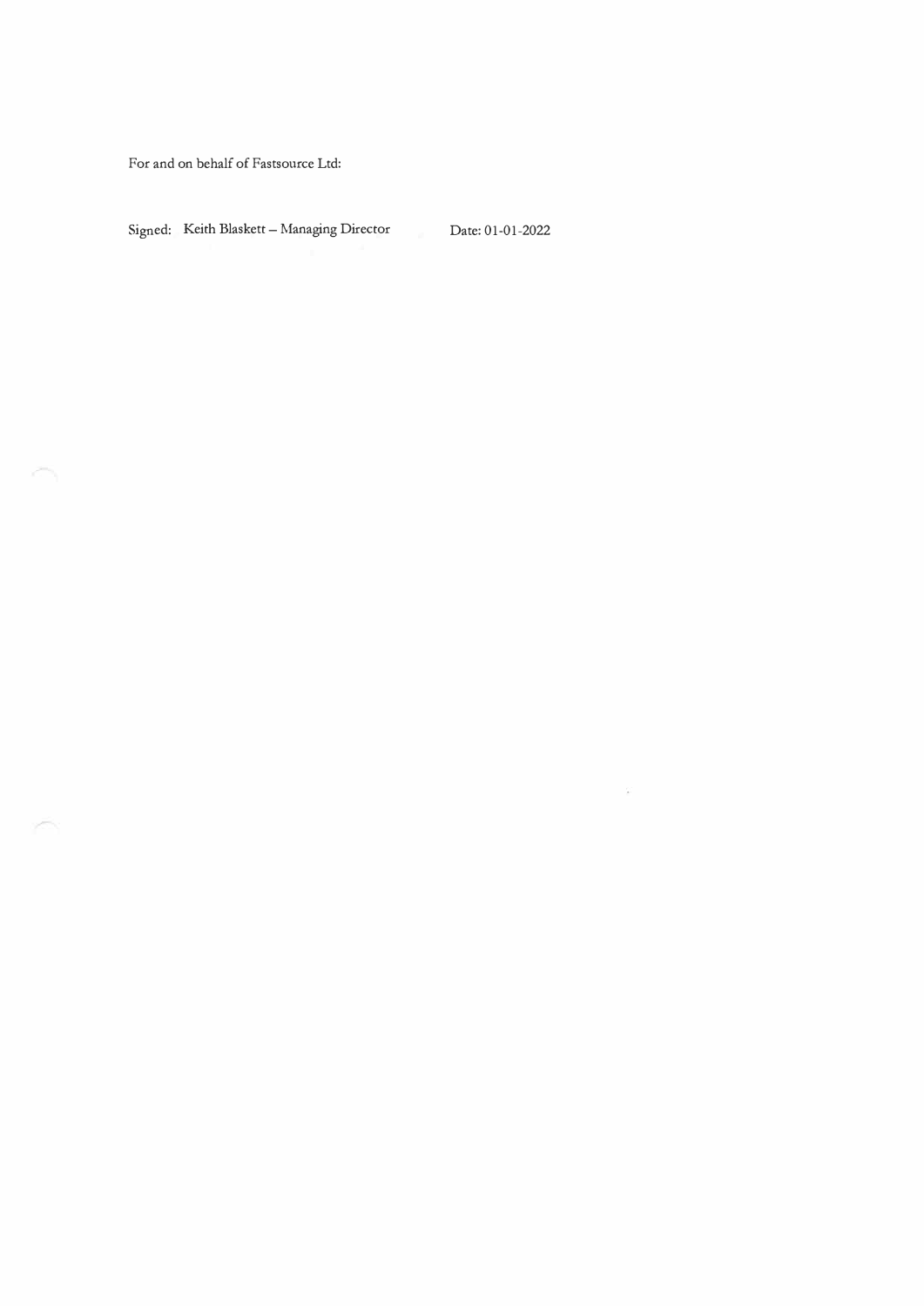For and on behalf of Fastsource Ltd:

Signed: Keith Blaskett – Managing Director    Date: 01-01-2022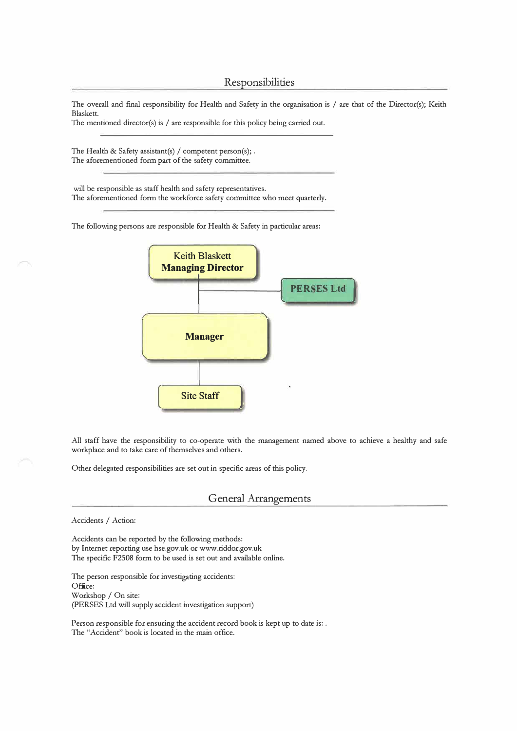## Responsibilities

The overall and final responsibility for Health and Safety in the organisation is / are that of the Director(s); Keith Blaskett.
The mentioned director(s) is / are responsible for this policy being carried out.

---

The Health & Safety assistant(s) / competent person(s); .
The aforementioned form part of the safety committee.

---

will be responsible as staff health and safety representatives.
The aforementioned form the workforce safety committee who meet quarterly.

---

The following persons are responsible for Health & Safety in particular areas:

Keith Blaskett
**Managing Director**

**PERSES Ltd**

**Manager**

Site Staff

All staff have the responsibility to co-operate with the management named above to achieve a healthy and safe workplace and to take care of themselves and others.

Other delegated responsibilities are set out in specific areas of this policy.

## General Arrangements

Accidents / Action:

Accidents can be reported by the following methods:
by Internet reporting use hse.gov.uk or www.riddor.gov.uk
The specific F2508 form to be used is set out and available online.

The person responsible for investigating accidents:
Office:
Workshop / On site:
(PERSES Ltd will supply accident investigation support)

Person responsible for ensuring the accident record book is kept up to date is: .
The "Accident" book is located in the main office.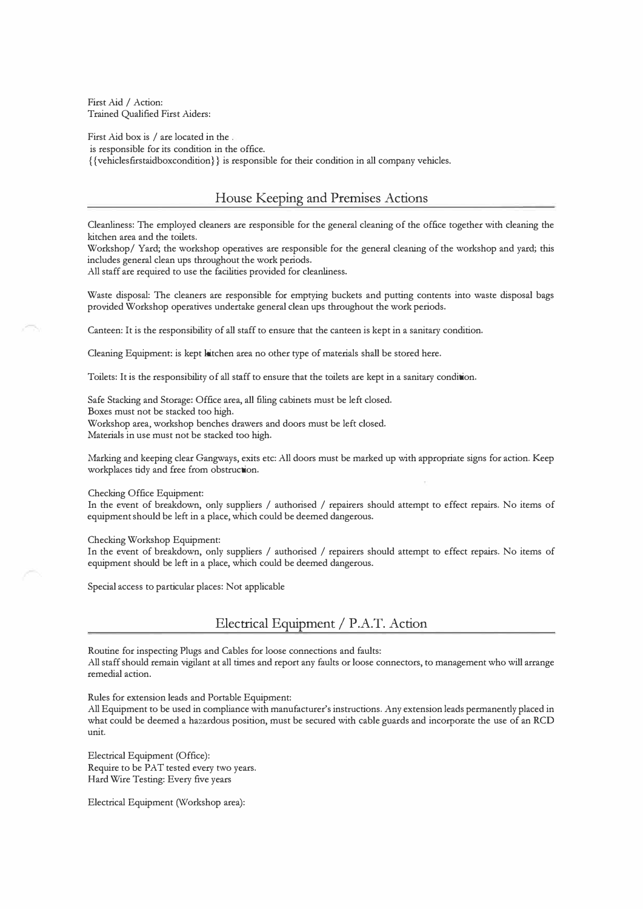First Aid / Action:
Trained Qualified First Aiders:

First Aid box is / are located in the .
is responsible for its condition in the office.
{{vehiclesfirstaidboxcondition}} is responsible for their condition in all company vehicles.

## House Keeping and Premises Actions

Cleanliness: The employed cleaners are responsible for the general cleaning of the office together with cleaning the kitchen area and the toilets.
Workshop/ Yard; the workshop operatives are responsible for the general cleaning of the workshop and yard; this includes general clean ups throughout the work periods.
All staff are required to use the facilities provided for cleanliness.

Waste disposal: The cleaners are responsible for emptying buckets and putting contents into waste disposal bags provided Workshop operatives undertake general clean ups throughout the work periods.

Canteen: It is the responsibility of all staff to ensure that the canteen is kept in a sanitary condition.

Cleaning Equipment: is kept kitchen area no other type of materials shall be stored here.

Toilets: It is the responsibility of all staff to ensure that the toilets are kept in a sanitary condition.

Safe Stacking and Storage: Office area, all filing cabinets must be left closed.
Boxes must not be stacked too high.
Workshop area, workshop benches drawers and doors must be left closed.
Materials in use must not be stacked too high.

Marking and keeping clear Gangways, exits etc: All doors must be marked up with appropriate signs for action. Keep workplaces tidy and free from obstruction.

Checking Office Equipment:
In the event of breakdown, only suppliers / authorised / repairers should attempt to effect repairs. No items of equipment should be left in a place, which could be deemed dangerous.

Checking Workshop Equipment:
In the event of breakdown, only suppliers / authorised / repairers should attempt to effect repairs. No items of equipment should be left in a place, which could be deemed dangerous.

Special access to particular places: Not applicable

## Electrical Equipment / P.A.T. Action

Routine for inspecting Plugs and Cables for loose connections and faults:
All staff should remain vigilant at all times and report any faults or loose connectors, to management who will arrange remedial action.

Rules for extension leads and Portable Equipment:
All Equipment to be used in compliance with manufacturer's instructions. Any extension leads permanently placed in what could be deemed a hazardous position, must be secured with cable guards and incorporate the use of an RCD unit.

Electrical Equipment (Office):
Require to be PAT tested every two years.
Hard Wire Testing: Every five years

Electrical Equipment (Workshop area):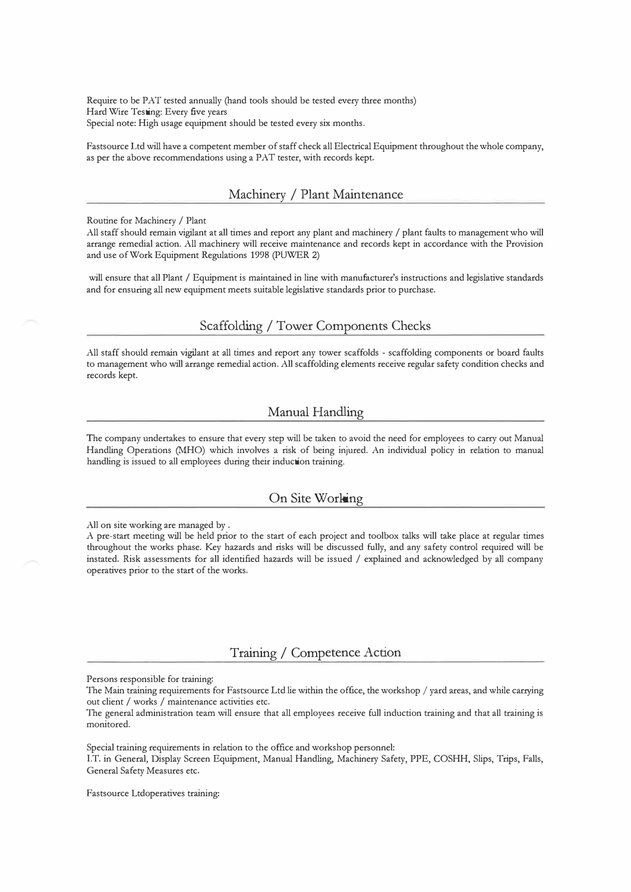Require to be PAT tested annually (hand tools should be tested every three months)
Hard Wire Testing: Every five years
Special note: High usage equipment should be tested every six months.

Fastsource Ltd will have a competent member of staff check all Electrical Equipment throughout the whole company, as per the above recommendations using a PAT tester, with records kept.

## Machinery / Plant Maintenance

Routine for Machinery / Plant
All staff should remain vigilant at all times and report any plant and machinery / plant faults to management who will arrange remedial action. All machinery will receive maintenance and records kept in accordance with the Provision and use of Work Equipment Regulations 1998 (PUWER 2)

will ensure that all Plant / Equipment is maintained in line with manufacturer's instructions and legislative standards and for ensuring all new equipment meets suitable legislative standards prior to purchase.

## Scaffolding / Tower Components Checks

All staff should remain vigilant at all times and report any tower scaffolds - scaffolding components or board faults to management who will arrange remedial action. All scaffolding elements receive regular safety condition checks and records kept.

## Manual Handling

The company undertakes to ensure that every step will be taken to avoid the need for employees to carry out Manual Handling Operations (MHO) which involves a risk of being injured. An individual policy in relation to manual handling is issued to all employees during their induction training.

## On Site Working

All on site working are managed by .
A pre-start meeting will be held prior to the start of each project and toolbox talks will take place at regular times throughout the works phase. Key hazards and risks will be discussed fully, and any safety control required will be instated. Risk assessments for all identified hazards will be issued / explained and acknowledged by all company operatives prior to the start of the works.

## Training / Competence Action

Persons responsible for training:
The Main training requirements for Fastsource Ltd lie within the office, the workshop / yard areas, and while carrying out client / works / maintenance activities etc.
The general administration team will ensure that all employees receive full induction training and that all training is monitored.

Special training requirements in relation to the office and workshop personnel:
I.T. in General, Display Screen Equipment, Manual Handling, Machinery Safety, PPE, COSHH, Slips, Trips, Falls, General Safety Measures etc.

Fastsource Ltdoperatives training: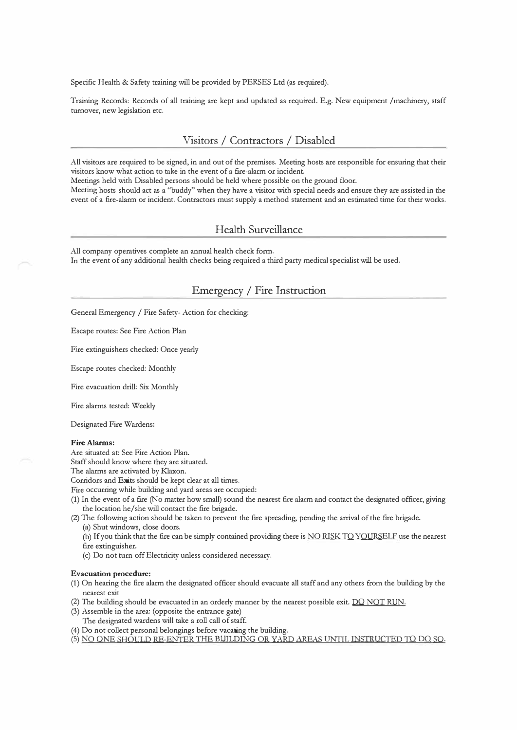Specific Health & Safety training will be provided by PERSES Ltd (as required).

Training Records: Records of all training are kept and updated as required. E.g. New equipment /machinery, staff turnover, new legislation etc.

## Visitors / Contractors / Disabled

All visitors are required to be signed, in and out of the premises. Meeting hosts are responsible for ensuring that their visitors know what action to take in the event of a fire-alarm or incident.

Meetings held with Disabled persons should be held where possible on the ground floor.

Meeting hosts should act as a "buddy" when they have a visitor with special needs and ensure they are assisted in the event of a fire-alarm or incident. Contractors must supply a method statement and an estimated time for their works.

## Health Surveillance

All company operatives complete an annual health check form.

In the event of any additional health checks being required a third party medical specialist will be used.

## Emergency / Fire Instruction

General Emergency / Fire Safety- Action for checking:

Escape routes: See Fire Action Plan

Fire extinguishers checked: Once yearly

Escape routes checked: Monthly

Fire evacuation drill: Six Monthly

Fire alarms tested: Weekly

Designated Fire Wardens:

**Fire Alarms:**

Are situated at: See Fire Action Plan.

Staff should know where they are situated.

The alarms are activated by Klaxon.

Corridors and Exits should be kept clear at all times.

Fire occurring while building and yard areas are occupied:

(1) In the event of a fire (No matter how small) sound the nearest fire alarm and contact the designated officer, giving the location he/she will contact the fire brigade.

(2) The following action should be taken to prevent the fire spreading, pending the arrival of the fire brigade.

    (a) Shut windows, close doors.

    (b) If you think that the fire can be simply contained providing there is NO RISK TO YOURSELF use the nearest fire extinguisher.

    (c) Do not turn off Electricity unless considered necessary.

**Evacuation procedure:**

(1) On hearing the fire alarm the designated officer should evacuate all staff and any others from the building by the nearest exit

(2) The building should be evacuated in an orderly manner by the nearest possible exit. DO NOT RUN.

(3) Assemble in the area: (opposite the entrance gate)
    The designated wardens will take a roll call of staff.

(4) Do not collect personal belongings before vacating the building.

(5) NO ONE SHOULD RE-ENTER THE BUILDING OR YARD AREAS UNTIL INSTRUCTED TO DO SO.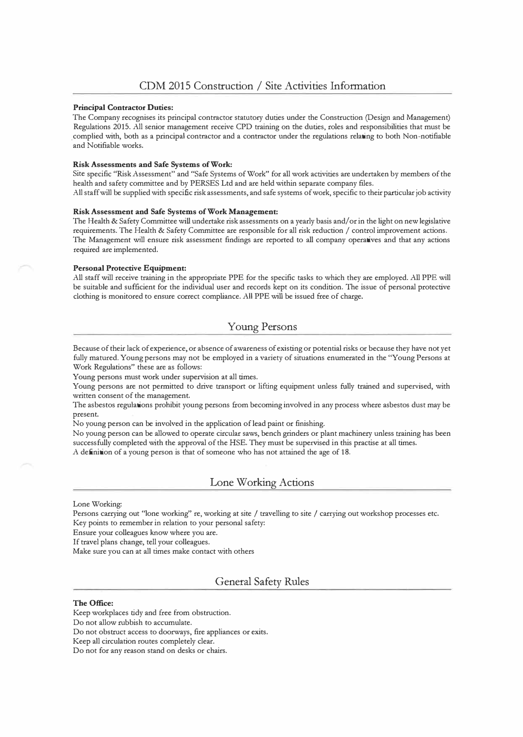## CDM 2015 Construction / Site Activities Information

**Principal Contractor Duties:**

The Company recognises its principal contractor statutory duties under the Construction (Design and Management) Regulations 2015. All senior management receive CPD training on the duties, roles and responsibilities that must be complied with, both as a principal contractor and a contractor under the regulations relating to both Non-notifiable and Notifiable works.

**Risk Assessments and Safe Systems of Work:**

Site specific "Risk Assessment" and "Safe Systems of Work" for all work activities are undertaken by members of the health and safety committee and by PERSES Ltd and are held within separate company files.

All staff will be supplied with specific risk assessments, and safe systems of work, specific to their particular job activity

**Risk Assessment and Safe Systems of Work Management:**

The Health & Safety Committee will undertake risk assessments on a yearly basis and/or in the light on new legislative requirements. The Health & Safety Committee are responsible for all risk reduction / control improvement actions. The Management will ensure risk assessment findings are reported to all company operatives and that any actions required are implemented.

**Personal Protective Equipment:**

All staff will receive training in the appropriate PPE for the specific tasks to which they are employed. All PPE will be suitable and sufficient for the individual user and records kept on its condition. The issue of personal protective clothing is monitored to ensure correct compliance. All PPE will be issued free of charge.

## Young Persons

Because of their lack of experience, or absence of awareness of existing or potential risks or because they have not yet fully matured. Young persons may not be employed in a variety of situations enumerated in the "Young Persons at Work Regulations" these are as follows:

Young persons must work under supervision at all times.

Young persons are not permitted to drive transport or lifting equipment unless fully trained and supervised, with written consent of the management.

The asbestos regulations prohibit young persons from becoming involved in any process where asbestos dust may be present.

No young person can be involved in the application of lead paint or finishing.

No young person can be allowed to operate circular saws, bench grinders or plant machinery unless training has been successfully completed with the approval of the HSE. They must be supervised in this practise at all times.

A definition of a young person is that of someone who has not attained the age of 18.

## Lone Working Actions

Lone Working:

Persons carrying out "lone working" re, working at site / travelling to site / carrying out workshop processes etc.

Key points to remember in relation to your personal safety:

Ensure your colleagues know where you are.

If travel plans change, tell your colleagues.

Make sure you can at all times make contact with others

## General Safety Rules

**The Office:**

Keep workplaces tidy and free from obstruction.

Do not allow rubbish to accumulate.

Do not obstruct access to doorways, fire appliances or exits.

Keep all circulation routes completely clear.

Do not for any reason stand on desks or chairs.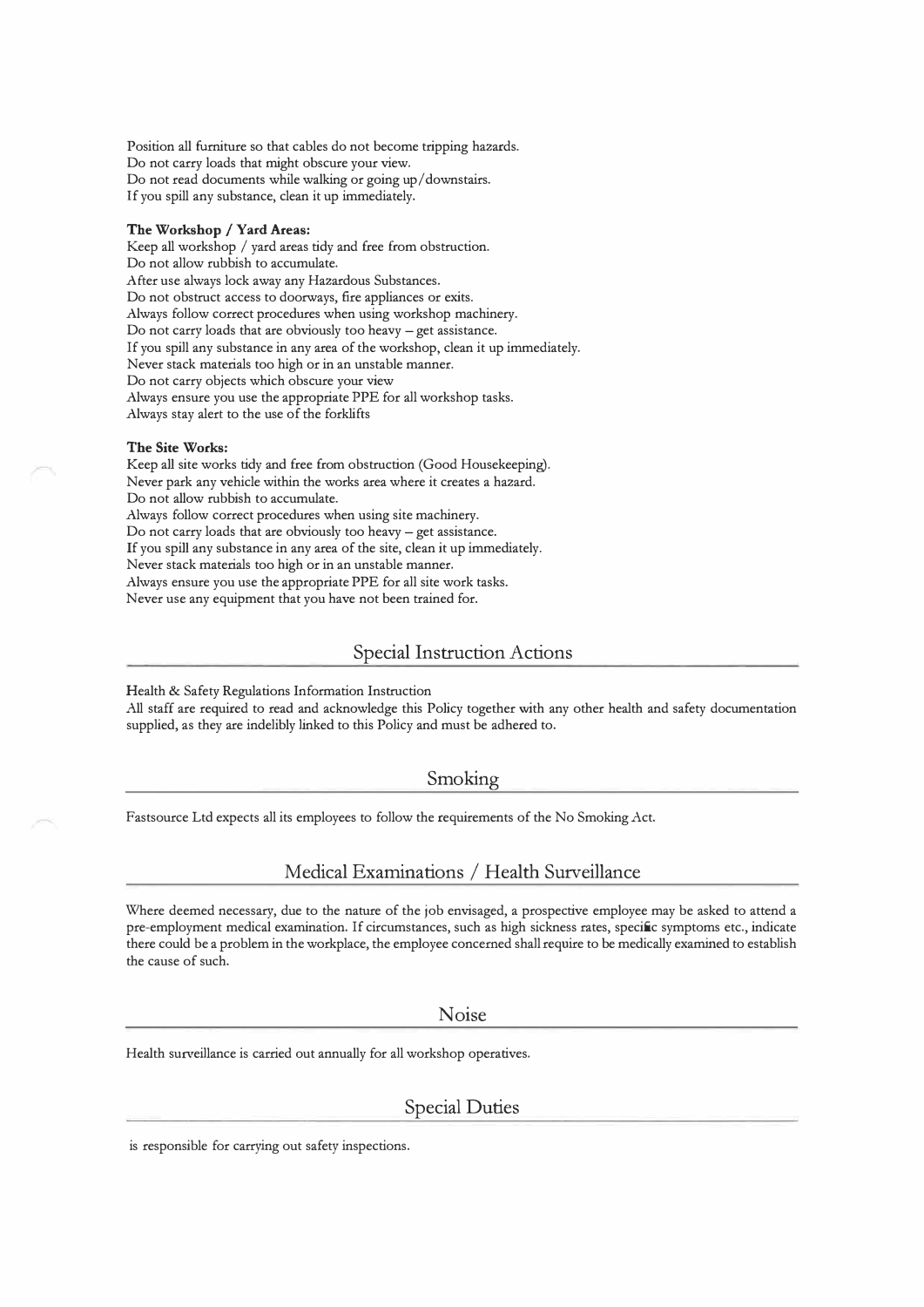Position all furniture so that cables do not become tripping hazards.
Do not carry loads that might obscure your view.
Do not read documents while walking or going up/downstairs.
If you spill any substance, clean it up immediately.

**The Workshop / Yard Areas:**

Keep all workshop / yard areas tidy and free from obstruction.
Do not allow rubbish to accumulate.
After use always lock away any Hazardous Substances.
Do not obstruct access to doorways, fire appliances or exits.
Always follow correct procedures when using workshop machinery.
Do not carry loads that are obviously too heavy – get assistance.
If you spill any substance in any area of the workshop, clean it up immediately.
Never stack materials too high or in an unstable manner.
Do not carry objects which obscure your view
Always ensure you use the appropriate PPE for all workshop tasks.
Always stay alert to the use of the forklifts

**The Site Works:**

Keep all site works tidy and free from obstruction (Good Housekeeping).
Never park any vehicle within the works area where it creates a hazard.
Do not allow rubbish to accumulate.
Always follow correct procedures when using site machinery.
Do not carry loads that are obviously too heavy – get assistance.
If you spill any substance in any area of the site, clean it up immediately.
Never stack materials too high or in an unstable manner.
Always ensure you use the appropriate PPE for all site work tasks.
Never use any equipment that you have not been trained for.

## Special Instruction Actions

Health & Safety Regulations Information Instruction
All staff are required to read and acknowledge this Policy together with any other health and safety documentation supplied, as they are indelibly linked to this Policy and must be adhered to.

## Smoking

Fastsource Ltd expects all its employees to follow the requirements of the No Smoking Act.

## Medical Examinations / Health Surveillance

Where deemed necessary, due to the nature of the job envisaged, a prospective employee may be asked to attend a pre-employment medical examination. If circumstances, such as high sickness rates, specific symptoms etc., indicate there could be a problem in the workplace, the employee concerned shall require to be medically examined to establish the cause of such.

## Noise

Health surveillance is carried out annually for all workshop operatives.

## Special Duties

is responsible for carrying out safety inspections.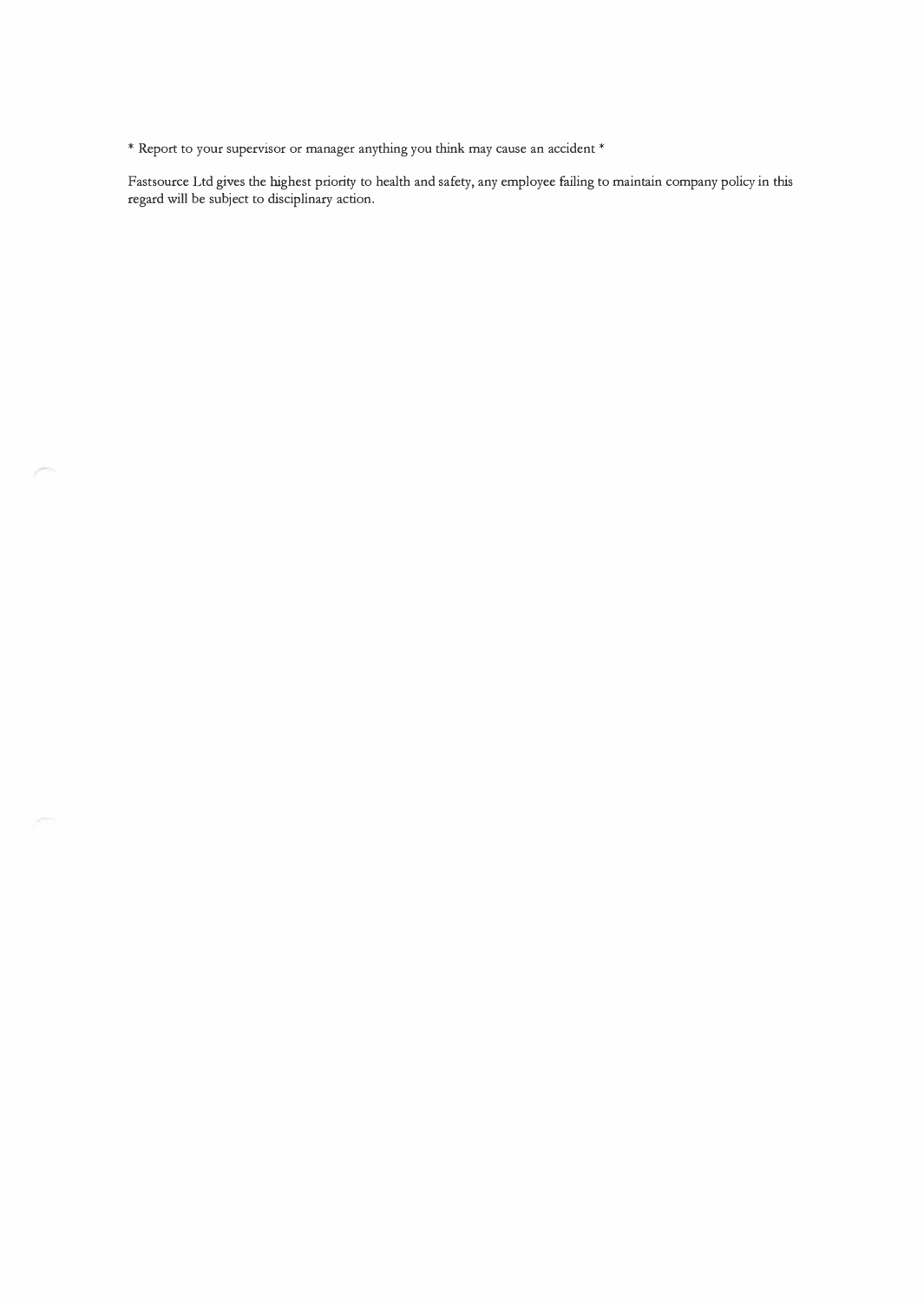* Report to your supervisor or manager anything you think may cause an accident *

Fastsource Ltd gives the highest priority to health and safety, any employee failing to maintain company policy in this regard will be subject to disciplinary action.